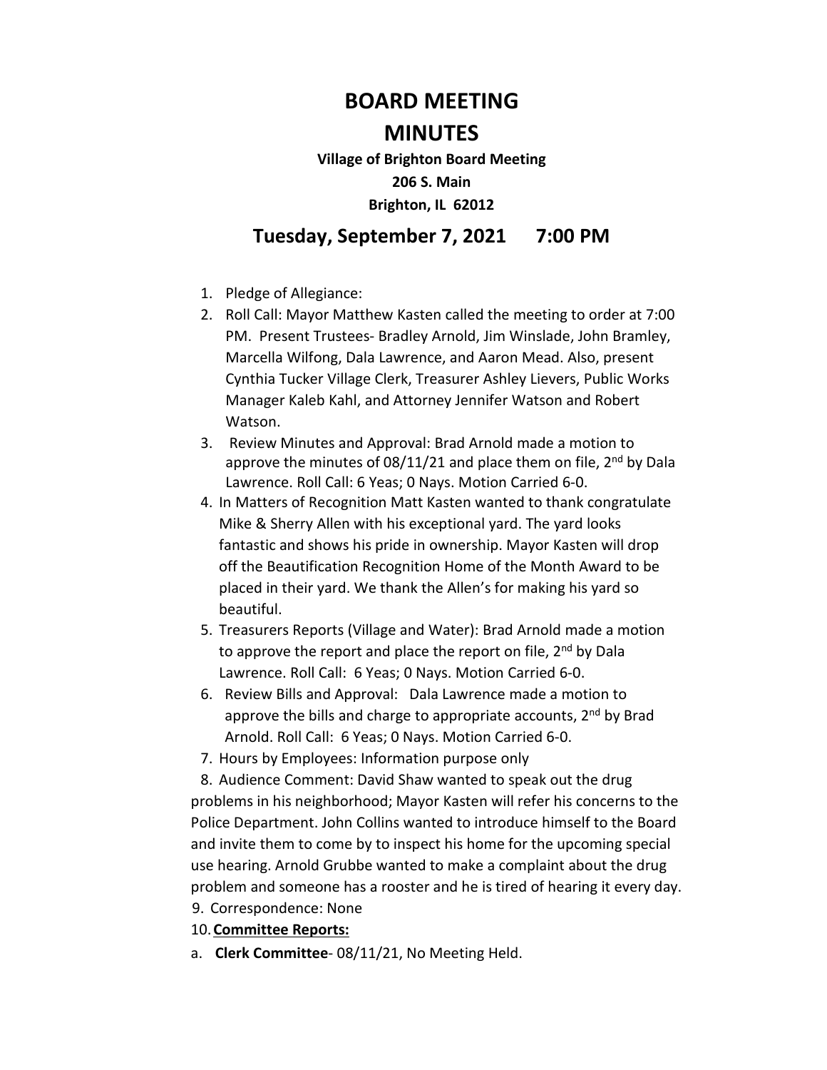# BOARD MEETING MINUTES

**Village of Brighton Board Meeting**
**206 S. Main**
**Brighton, IL 62012**

## Tuesday, September 7, 2021 7:00 PM

1. Pledge of Allegiance:
2. Roll Call: Mayor Matthew Kasten called the meeting to order at 7:00 PM. Present Trustees- Bradley Arnold, Jim Winslade, John Bramley, Marcella Wilfong, Dala Lawrence, and Aaron Mead. Also, present Cynthia Tucker Village Clerk, Treasurer Ashley Lievers, Public Works Manager Kaleb Kahl, and Attorney Jennifer Watson and Robert Watson.
3. Review Minutes and Approval: Brad Arnold made a motion to approve the minutes of 08/11/21 and place them on file, 2nd by Dala Lawrence. Roll Call: 6 Yeas; 0 Nays. Motion Carried 6-0.
4. In Matters of Recognition Matt Kasten wanted to thank congratulate Mike & Sherry Allen with his exceptional yard. The yard looks fantastic and shows his pride in ownership. Mayor Kasten will drop off the Beautification Recognition Home of the Month Award to be placed in their yard. We thank the Allen's for making his yard so beautiful.
5. Treasurers Reports (Village and Water): Brad Arnold made a motion to approve the report and place the report on file, 2nd by Dala Lawrence. Roll Call: 6 Yeas; 0 Nays. Motion Carried 6-0.
6. Review Bills and Approval: Dala Lawrence made a motion to approve the bills and charge to appropriate accounts, 2nd by Brad Arnold. Roll Call: 6 Yeas; 0 Nays. Motion Carried 6-0.
7. Hours by Employees: Information purpose only
8. Audience Comment: David Shaw wanted to speak out the drug problems in his neighborhood; Mayor Kasten will refer his concerns to the Police Department. John Collins wanted to introduce himself to the Board and invite them to come by to inspect his home for the upcoming special use hearing. Arnold Grubbe wanted to make a complaint about the drug problem and someone has a rooster and he is tired of hearing it every day.
9. Correspondence: None
10. **Committee Reports:**

a. **Clerk Committee**- 08/11/21, No Meeting Held.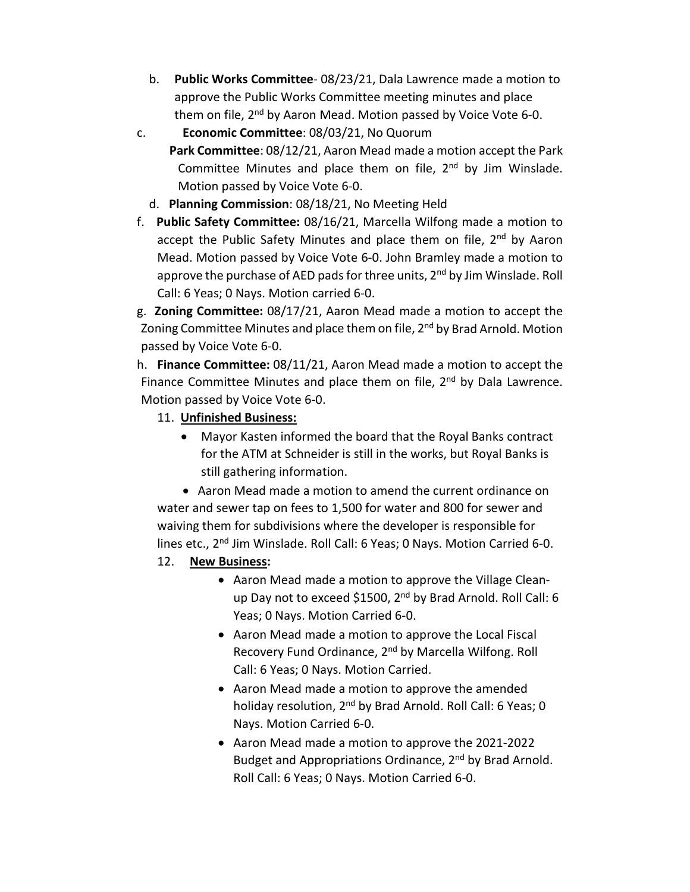b. **Public Works Committee**- 08/23/21, Dala Lawrence made a motion to approve the Public Works Committee meeting minutes and place them on file, 2nd by Aaron Mead. Motion passed by Voice Vote 6-0.

c. **Economic Committee**: 08/03/21, No Quorum

**Park Committee**: 08/12/21, Aaron Mead made a motion accept the Park Committee Minutes and place them on file, 2nd by Jim Winslade. Motion passed by Voice Vote 6-0.

d. **Planning Commission**: 08/18/21, No Meeting Held

f. **Public Safety Committee:** 08/16/21, Marcella Wilfong made a motion to accept the Public Safety Minutes and place them on file, 2nd by Aaron Mead. Motion passed by Voice Vote 6-0. John Bramley made a motion to approve the purchase of AED pads for three units, 2nd by Jim Winslade. Roll Call: 6 Yeas; 0 Nays. Motion carried 6-0.

g. **Zoning Committee:** 08/17/21, Aaron Mead made a motion to accept the Zoning Committee Minutes and place them on file, 2nd by Brad Arnold. Motion passed by Voice Vote 6-0.

h. **Finance Committee:** 08/11/21, Aaron Mead made a motion to accept the Finance Committee Minutes and place them on file, 2nd by Dala Lawrence. Motion passed by Voice Vote 6-0.

11. **Unfinished Business:**
    - Mayor Kasten informed the board that the Royal Banks contract for the ATM at Schneider is still in the works, but Royal Banks is still gathering information.
    - Aaron Mead made a motion to amend the current ordinance on water and sewer tap on fees to 1,500 for water and 800 for sewer and waiving them for subdivisions where the developer is responsible for lines etc., 2nd Jim Winslade. Roll Call: 6 Yeas; 0 Nays. Motion Carried 6-0.

12. **New Business:**
    - Aaron Mead made a motion to approve the Village Clean-up Day not to exceed $1500, 2nd by Brad Arnold. Roll Call: 6 Yeas; 0 Nays. Motion Carried 6-0.
    - Aaron Mead made a motion to approve the Local Fiscal Recovery Fund Ordinance, 2nd by Marcella Wilfong. Roll Call: 6 Yeas; 0 Nays. Motion Carried.
    - Aaron Mead made a motion to approve the amended holiday resolution, 2nd by Brad Arnold. Roll Call: 6 Yeas; 0 Nays. Motion Carried 6-0.
    - Aaron Mead made a motion to approve the 2021-2022 Budget and Appropriations Ordinance, 2nd by Brad Arnold. Roll Call: 6 Yeas; 0 Nays. Motion Carried 6-0.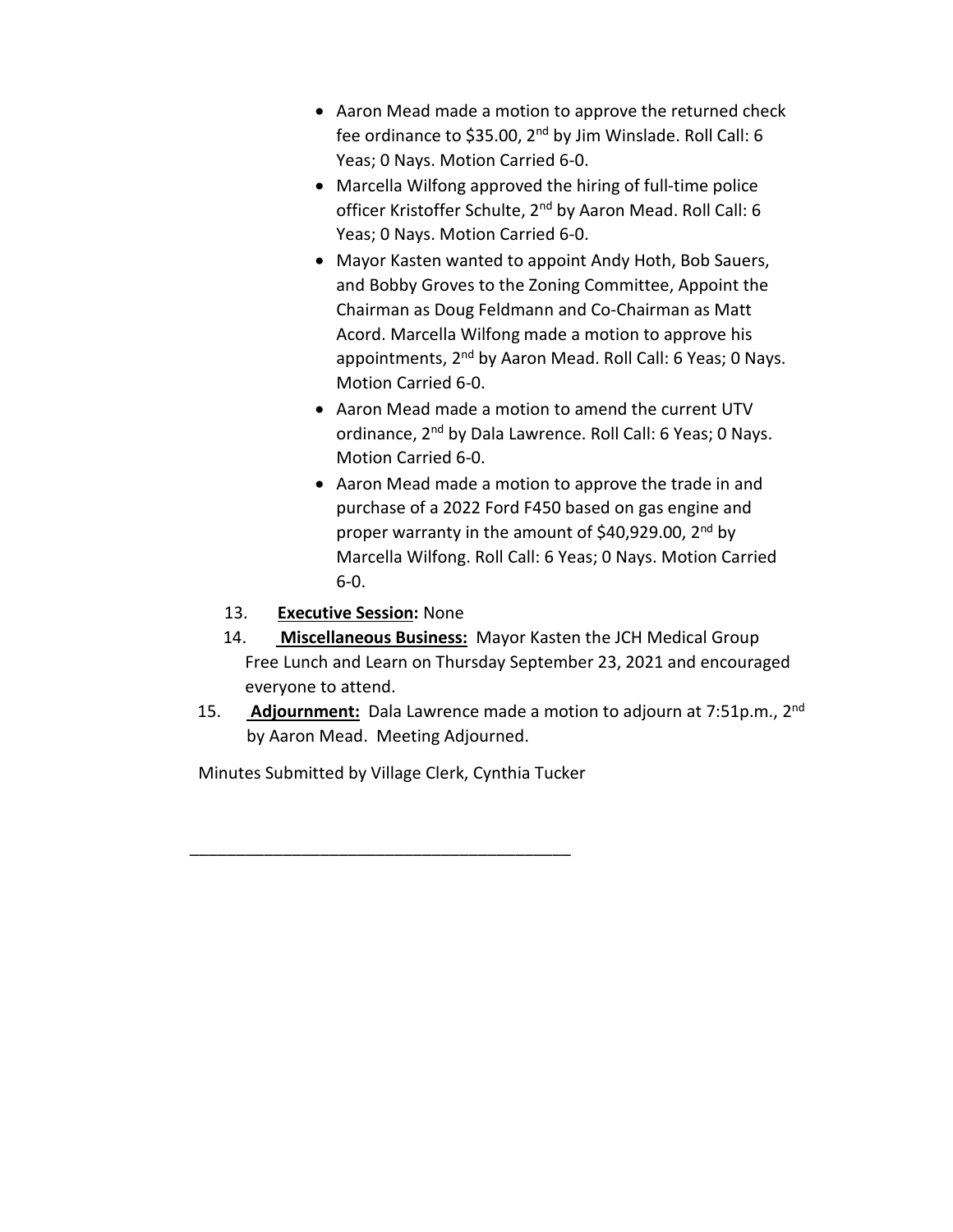- Aaron Mead made a motion to approve the returned check fee ordinance to $35.00, 2nd by Jim Winslade. Roll Call: 6 Yeas; 0 Nays. Motion Carried 6-0.
- Marcella Wilfong approved the hiring of full-time police officer Kristoffer Schulte, 2nd by Aaron Mead. Roll Call: 6 Yeas; 0 Nays. Motion Carried 6-0.
- Mayor Kasten wanted to appoint Andy Hoth, Bob Sauers, and Bobby Groves to the Zoning Committee, Appoint the Chairman as Doug Feldmann and Co-Chairman as Matt Acord. Marcella Wilfong made a motion to approve his appointments, 2nd by Aaron Mead. Roll Call: 6 Yeas; 0 Nays. Motion Carried 6-0.
- Aaron Mead made a motion to amend the current UTV ordinance, 2nd by Dala Lawrence. Roll Call: 6 Yeas; 0 Nays. Motion Carried 6-0.
- Aaron Mead made a motion to approve the trade in and purchase of a 2022 Ford F450 based on gas engine and proper warranty in the amount of $40,929.00, 2nd by Marcella Wilfong. Roll Call: 6 Yeas; 0 Nays. Motion Carried 6-0.

13. **Executive Session:** None
14. **Miscellaneous Business:** Mayor Kasten the JCH Medical Group Free Lunch and Learn on Thursday September 23, 2021 and encouraged everyone to attend.
15. **Adjournment:** Dala Lawrence made a motion to adjourn at 7:51p.m., 2nd by Aaron Mead. Meeting Adjourned.

Minutes Submitted by Village Clerk, Cynthia Tucker

\_\_\_\_\_\_\_\_\_\_\_\_\_\_\_\_\_\_\_\_\_\_\_\_\_\_\_\_\_\_\_\_\_\_\_\_\_\_\_\_